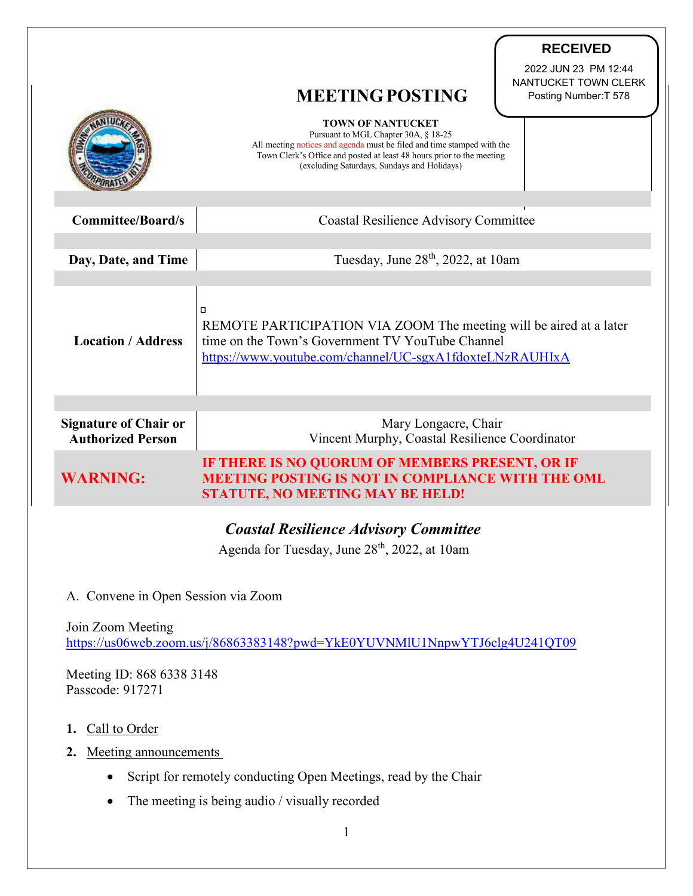**RECEIVED**

2022 JUN 23 PM 12:44
NANTUCKET TOWN CLERK
Posting Number:T 578

# MEETING POSTING

**TOWN OF NANTUCKET**
Pursuant to MGL Chapter 30A, § 18-25
All meeting notices and agenda must be filed and time stamped with the Town Clerk's Office and posted at least 48 hours prior to the meeting (excluding Saturdays, Sundays and Holidays)

| | |
|---|---|
| **Committee/Board/s** | Coastal Resilience Advisory Committee |
| **Day, Date, and Time** | Tuesday, June 28th, 2022, at 10am |
| **Location / Address** | REMOTE PARTICIPATION VIA ZOOM The meeting will be aired at a later time on the Town's Government TV YouTube Channel https://www.youtube.com/channel/UC-sgxA1fdoxteLNzRAUHIxA |
| **Signature of Chair or Authorized Person** | Mary Longacre, Chair<br>Vincent Murphy, Coastal Resilience Coordinator |
| **WARNING:** | **IF THERE IS NO QUORUM OF MEMBERS PRESENT, OR IF MEETING POSTING IS NOT IN COMPLIANCE WITH THE OML STATUTE, NO MEETING MAY BE HELD!** |

## *Coastal Resilience Advisory Committee*

Agenda for Tuesday, June 28th, 2022, at 10am

A. Convene in Open Session via Zoom

Join Zoom Meeting
https://us06web.zoom.us/j/86863383148?pwd=YkE0YUVNMlU1NnpwYTJ6clg4U241QT09

Meeting ID: 868 6338 3148
Passcode: 917271

1. Call to Order
2. Meeting announcements
   - Script for remotely conducting Open Meetings, read by the Chair
   - The meeting is being audio / visually recorded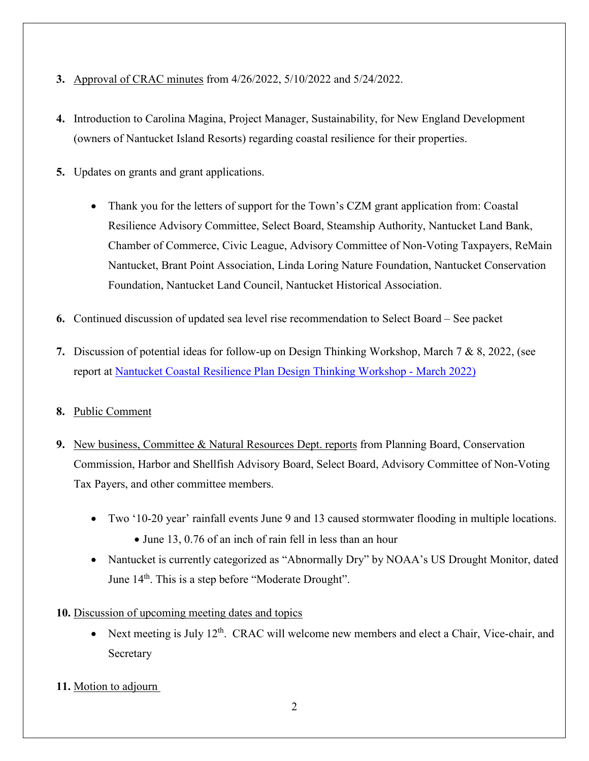3. Approval of CRAC minutes from 4/26/2022, 5/10/2022 and 5/24/2022.

4. Introduction to Carolina Magina, Project Manager, Sustainability, for New England Development (owners of Nantucket Island Resorts) regarding coastal resilience for their properties.

5. Updates on grants and grant applications.

   - Thank you for the letters of support for the Town's CZM grant application from: Coastal Resilience Advisory Committee, Select Board, Steamship Authority, Nantucket Land Bank, Chamber of Commerce, Civic League, Advisory Committee of Non-Voting Taxpayers, ReMain Nantucket, Brant Point Association, Linda Loring Nature Foundation, Nantucket Conservation Foundation, Nantucket Land Council, Nantucket Historical Association.

6. Continued discussion of updated sea level rise recommendation to Select Board – See packet

7. Discussion of potential ideas for follow-up on Design Thinking Workshop, March 7 & 8, 2022, (see report at Nantucket Coastal Resilience Plan Design Thinking Workshop - March 2022)

8. Public Comment

9. New business, Committee & Natural Resources Dept. reports from Planning Board, Conservation Commission, Harbor and Shellfish Advisory Board, Select Board, Advisory Committee of Non-Voting Tax Payers, and other committee members.

   - Two '10-20 year' rainfall events June 9 and 13 caused stormwater flooding in multiple locations.
     - June 13, 0.76 of an inch of rain fell in less than an hour
   - Nantucket is currently categorized as "Abnormally Dry" by NOAA's US Drought Monitor, dated June 14th. This is a step before "Moderate Drought".

10. Discussion of upcoming meeting dates and topics

    - Next meeting is July 12th. CRAC will welcome new members and elect a Chair, Vice-chair, and Secretary

11. Motion to adjourn